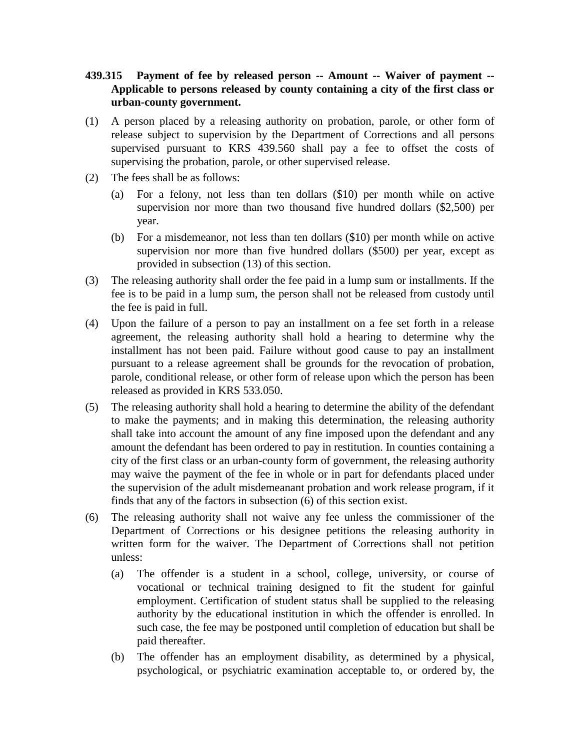**439.315 Payment of fee by released person -- Amount -- Waiver of payment -- Applicable to persons released by county containing a city of the first class or urban-county government.**

(1) A person placed by a releasing authority on probation, parole, or other form of release subject to supervision by the Department of Corrections and all persons supervised pursuant to KRS 439.560 shall pay a fee to offset the costs of supervising the probation, parole, or other supervised release.

(2) The fees shall be as follows:

(a) For a felony, not less than ten dollars ($10) per month while on active supervision nor more than two thousand five hundred dollars ($2,500) per year.

(b) For a misdemeanor, not less than ten dollars ($10) per month while on active supervision nor more than five hundred dollars ($500) per year, except as provided in subsection (13) of this section.

(3) The releasing authority shall order the fee paid in a lump sum or installments. If the fee is to be paid in a lump sum, the person shall not be released from custody until the fee is paid in full.

(4) Upon the failure of a person to pay an installment on a fee set forth in a release agreement, the releasing authority shall hold a hearing to determine why the installment has not been paid. Failure without good cause to pay an installment pursuant to a release agreement shall be grounds for the revocation of probation, parole, conditional release, or other form of release upon which the person has been released as provided in KRS 533.050.

(5) The releasing authority shall hold a hearing to determine the ability of the defendant to make the payments; and in making this determination, the releasing authority shall take into account the amount of any fine imposed upon the defendant and any amount the defendant has been ordered to pay in restitution. In counties containing a city of the first class or an urban-county form of government, the releasing authority may waive the payment of the fee in whole or in part for defendants placed under the supervision of the adult misdemeanant probation and work release program, if it finds that any of the factors in subsection (6) of this section exist.

(6) The releasing authority shall not waive any fee unless the commissioner of the Department of Corrections or his designee petitions the releasing authority in written form for the waiver. The Department of Corrections shall not petition unless:

(a) The offender is a student in a school, college, university, or course of vocational or technical training designed to fit the student for gainful employment. Certification of student status shall be supplied to the releasing authority by the educational institution in which the offender is enrolled. In such case, the fee may be postponed until completion of education but shall be paid thereafter.

(b) The offender has an employment disability, as determined by a physical, psychological, or psychiatric examination acceptable to, or ordered by, the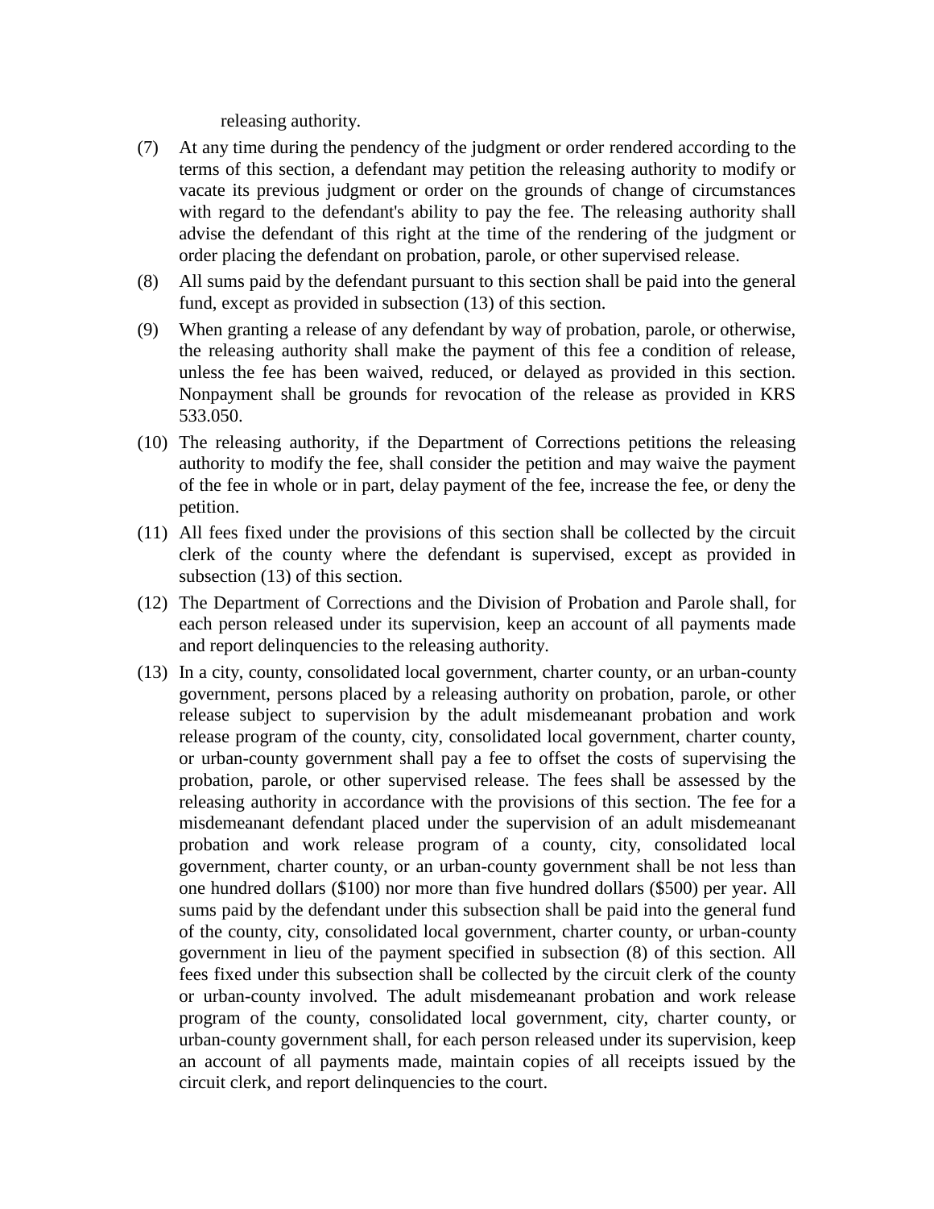releasing authority.

(7) At any time during the pendency of the judgment or order rendered according to the terms of this section, a defendant may petition the releasing authority to modify or vacate its previous judgment or order on the grounds of change of circumstances with regard to the defendant's ability to pay the fee. The releasing authority shall advise the defendant of this right at the time of the rendering of the judgment or order placing the defendant on probation, parole, or other supervised release.

(8) All sums paid by the defendant pursuant to this section shall be paid into the general fund, except as provided in subsection (13) of this section.

(9) When granting a release of any defendant by way of probation, parole, or otherwise, the releasing authority shall make the payment of this fee a condition of release, unless the fee has been waived, reduced, or delayed as provided in this section. Nonpayment shall be grounds for revocation of the release as provided in KRS 533.050.

(10) The releasing authority, if the Department of Corrections petitions the releasing authority to modify the fee, shall consider the petition and may waive the payment of the fee in whole or in part, delay payment of the fee, increase the fee, or deny the petition.

(11) All fees fixed under the provisions of this section shall be collected by the circuit clerk of the county where the defendant is supervised, except as provided in subsection (13) of this section.

(12) The Department of Corrections and the Division of Probation and Parole shall, for each person released under its supervision, keep an account of all payments made and report delinquencies to the releasing authority.

(13) In a city, county, consolidated local government, charter county, or an urban-county government, persons placed by a releasing authority on probation, parole, or other release subject to supervision by the adult misdemeanant probation and work release program of the county, city, consolidated local government, charter county, or urban-county government shall pay a fee to offset the costs of supervising the probation, parole, or other supervised release. The fees shall be assessed by the releasing authority in accordance with the provisions of this section. The fee for a misdemeanant defendant placed under the supervision of an adult misdemeanant probation and work release program of a county, city, consolidated local government, charter county, or an urban-county government shall be not less than one hundred dollars ($100) nor more than five hundred dollars ($500) per year. All sums paid by the defendant under this subsection shall be paid into the general fund of the county, city, consolidated local government, charter county, or urban-county government in lieu of the payment specified in subsection (8) of this section. All fees fixed under this subsection shall be collected by the circuit clerk of the county or urban-county involved. The adult misdemeanant probation and work release program of the county, consolidated local government, city, charter county, or urban-county government shall, for each person released under its supervision, keep an account of all payments made, maintain copies of all receipts issued by the circuit clerk, and report delinquencies to the court.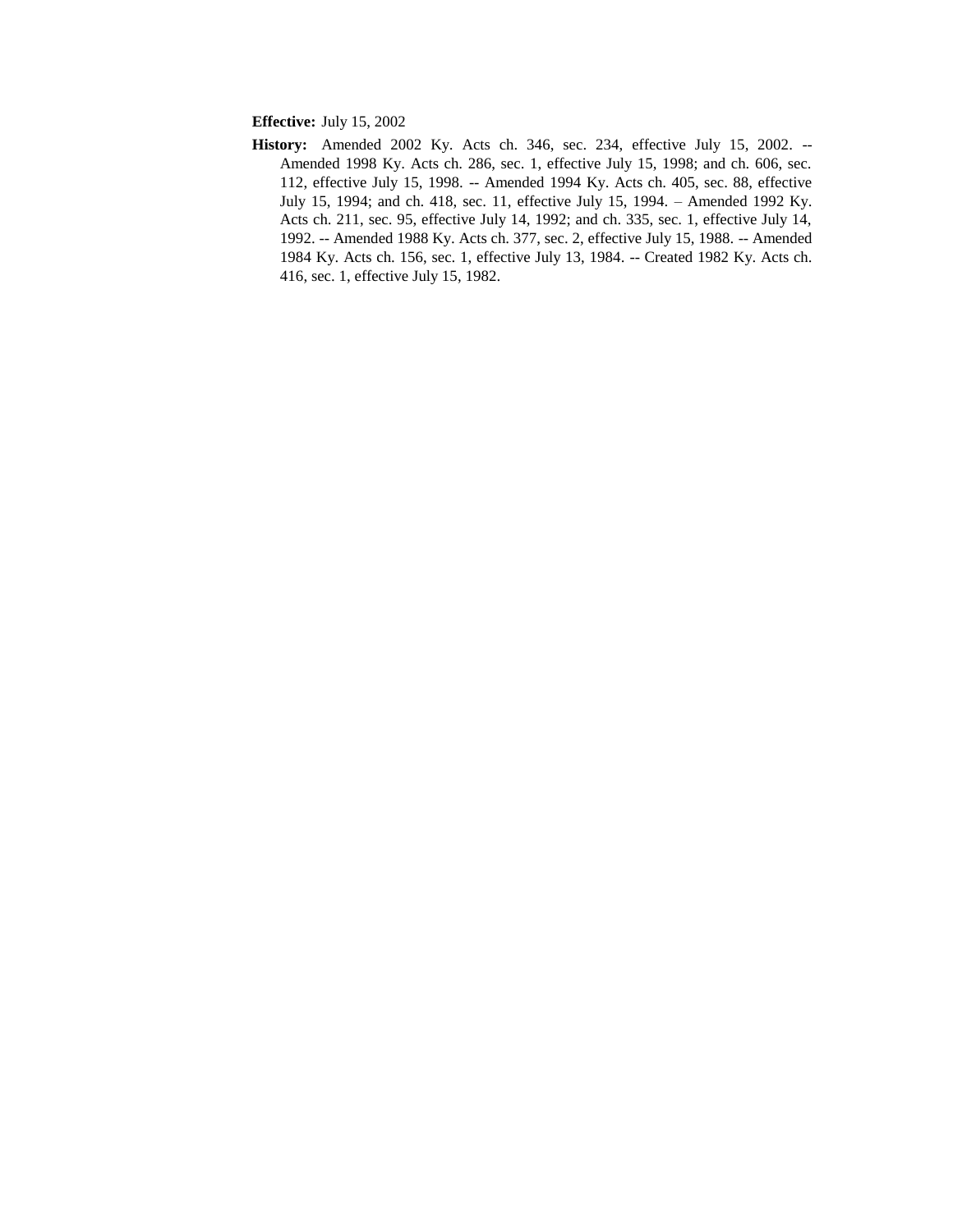**Effective:** July 15, 2002

**History:** Amended 2002 Ky. Acts ch. 346, sec. 234, effective July 15, 2002. -- Amended 1998 Ky. Acts ch. 286, sec. 1, effective July 15, 1998; and ch. 606, sec. 112, effective July 15, 1998. -- Amended 1994 Ky. Acts ch. 405, sec. 88, effective July 15, 1994; and ch. 418, sec. 11, effective July 15, 1994. – Amended 1992 Ky. Acts ch. 211, sec. 95, effective July 14, 1992; and ch. 335, sec. 1, effective July 14, 1992. -- Amended 1988 Ky. Acts ch. 377, sec. 2, effective July 15, 1988. -- Amended 1984 Ky. Acts ch. 156, sec. 1, effective July 13, 1984. -- Created 1982 Ky. Acts ch. 416, sec. 1, effective July 15, 1982.